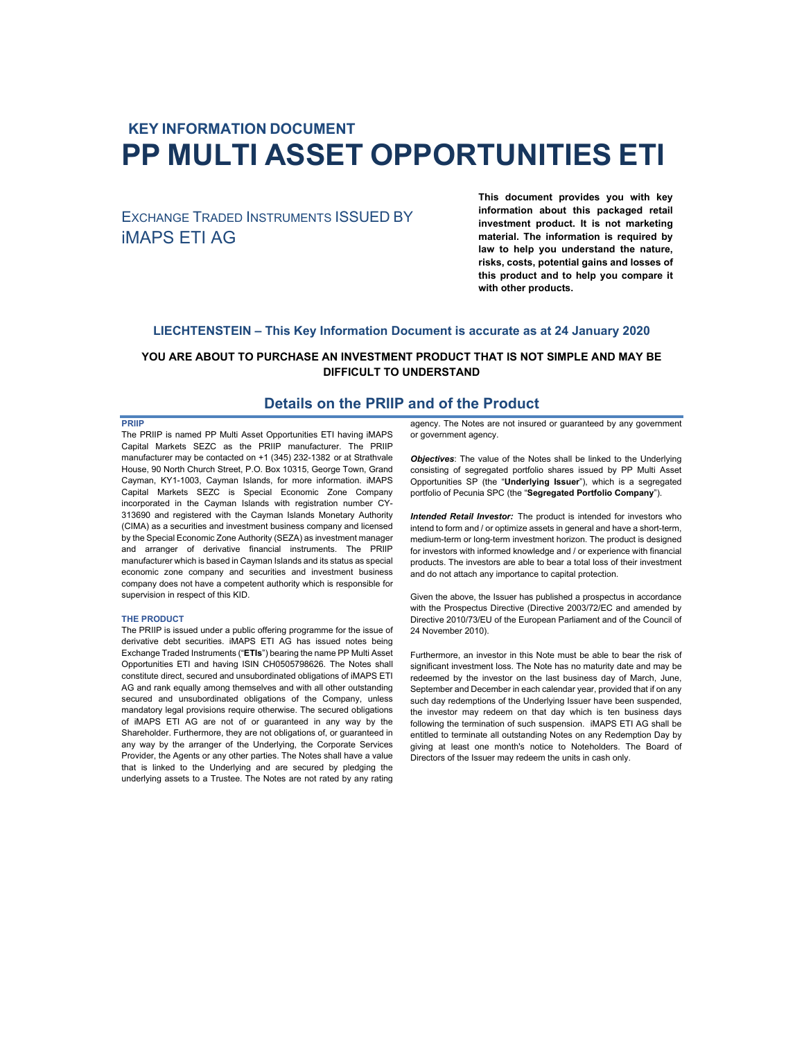## KEY INFORMATION DOCUMENT

# PP MULTI ASSET OPPORTUNITIES ETI

EXCHANGE TRADED INSTRUMENTS ISSUED BY iMAPS ETI AG

**This document provides you with key information about this packaged retail investment product. It is not marketing material. The information is required by law to help you understand the nature, risks, costs, potential gains and losses of this product and to help you compare it with other products.**

### LIECHTENSTEIN – This Key Information Document is accurate as at 24 January 2020

**YOU ARE ABOUT TO PURCHASE AN INVESTMENT PRODUCT THAT IS NOT SIMPLE AND MAY BE DIFFICULT TO UNDERSTAND**

## Details on the PRIIP and of the Product

#### PRIIP

The PRIIP is named PP Multi Asset Opportunities ETI having iMAPS Capital Markets SEZC as the PRIIP manufacturer. The PRIIP manufacturer may be contacted on +1 (345) 232-1382 or at Strathvale House, 90 North Church Street, P.O. Box 10315, George Town, Grand Cayman, KY1-1003, Cayman Islands, for more information. iMAPS Capital Markets SEZC is Special Economic Zone Company incorporated in the Cayman Islands with registration number CY-313690 and registered with the Cayman Islands Monetary Authority (CIMA) as a securities and investment business company and licensed by the Special Economic Zone Authority (SEZA) as investment manager and arranger of derivative financial instruments. The PRIIP manufacturer which is based in Cayman Islands and its status as special economic zone company and securities and investment business company does not have a competent authority which is responsible for supervision in respect of this KID.

#### THE PRODUCT

The PRIIP is issued under a public offering programme for the issue of derivative debt securities. iMAPS ETI AG has issued notes being Exchange Traded Instruments ("**ETIs**") bearing the name PP Multi Asset Opportunities ETI and having ISIN CH0505798626. The Notes shall constitute direct, secured and unsubordinated obligations of iMAPS ETI AG and rank equally among themselves and with all other outstanding secured and unsubordinated obligations of the Company, unless mandatory legal provisions require otherwise. The secured obligations of iMAPS ETI AG are not of or guaranteed in any way by the Shareholder. Furthermore, they are not obligations of, or guaranteed in any way by the arranger of the Underlying, the Corporate Services Provider, the Agents or any other parties. The Notes shall have a value that is linked to the Underlying and are secured by pledging the underlying assets to a Trustee. The Notes are not rated by any rating agency. The Notes are not insured or guaranteed by any government or government agency.

***Objectives***: The value of the Notes shall be linked to the Underlying consisting of segregated portfolio shares issued by PP Multi Asset Opportunities SP (the "**Underlying Issuer**"), which is a segregated portfolio of Pecunia SPC (the "**Segregated Portfolio Company**").

***Intended Retail Investor:*** The product is intended for investors who intend to form and / or optimize assets in general and have a short-term, medium-term or long-term investment horizon. The product is designed for investors with informed knowledge and / or experience with financial products. The investors are able to bear a total loss of their investment and do not attach any importance to capital protection.

Given the above, the Issuer has published a prospectus in accordance with the Prospectus Directive (Directive 2003/72/EC and amended by Directive 2010/73/EU of the European Parliament and of the Council of 24 November 2010).

Furthermore, an investor in this Note must be able to bear the risk of significant investment loss. The Note has no maturity date and may be redeemed by the investor on the last business day of March, June, September and December in each calendar year, provided that if on any such day redemptions of the Underlying Issuer have been suspended, the investor may redeem on that day which is ten business days following the termination of such suspension. iMAPS ETI AG shall be entitled to terminate all outstanding Notes on any Redemption Day by giving at least one month's notice to Noteholders. The Board of Directors of the Issuer may redeem the units in cash only.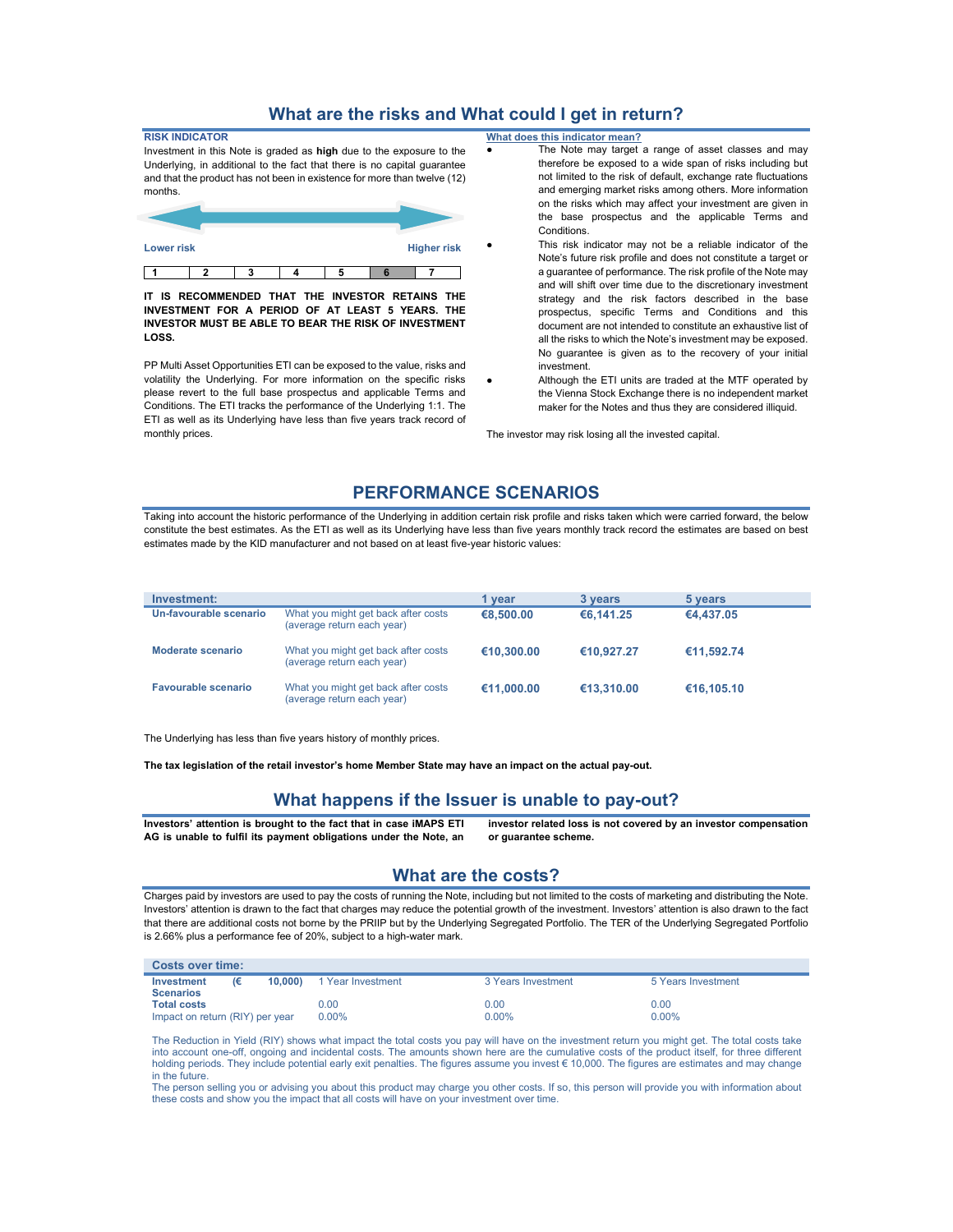## What are the risks and What could I get in return?

**RISK INDICATOR**

Investment in this Note is graded as **high** due to the exposure to the Underlying, in additional to the fact that there is no capital guarantee and that the product has not been in existence for more than twelve (12) months.

Lower risk — Higher risk

| 1 | 2 | 3 | 4 | 5 | 6 | 7 |
|---|---|---|---|---|---|---|

**IT IS RECOMMENDED THAT THE INVESTOR RETAINS THE INVESTMENT FOR A PERIOD OF AT LEAST 5 YEARS. THE INVESTOR MUST BE ABLE TO BEAR THE RISK OF INVESTMENT LOSS.**

PP Multi Asset Opportunities ETI can be exposed to the value, risks and volatility the Underlying. For more information on the specific risks please revert to the full base prospectus and applicable Terms and Conditions. The ETI tracks the performance of the Underlying 1:1. The ETI as well as its Underlying have less than five years track record of monthly prices.

**What does this indicator mean?**

- The Note may target a range of asset classes and may therefore be exposed to a wide span of risks including but not limited to the risk of default, exchange rate fluctuations and emerging market risks among others. More information on the risks which may affect your investment are given in the base prospectus and the applicable Terms and Conditions.
- This risk indicator may not be a reliable indicator of the Note's future risk profile and does not constitute a target or a guarantee of performance. The risk profile of the Note may and will shift over time due to the discretionary investment strategy and the risk factors described in the base prospectus, specific Terms and Conditions and this document are not intended to constitute an exhaustive list of all the risks to which the Note's investment may be exposed. No guarantee is given as to the recovery of your initial investment.
- Although the ETI units are traded at the MTF operated by the Vienna Stock Exchange there is no independent market maker for the Notes and thus they are considered illiquid.

The investor may risk losing all the invested capital.

## PERFORMANCE SCENARIOS

Taking into account the historic performance of the Underlying in addition certain risk profile and risks taken which were carried forward, the below constitute the best estimates. As the ETI as well as its Underlying have less than five years monthly track record the estimates are based on best estimates made by the KID manufacturer and not based on at least five-year historic values:

| Investment: | | 1 year | 3 years | 5 years |
|---|---|---|---|---|
| **Un-favourable scenario** | What you might get back after costs (average return each year) | **€8,500.00** | **€6,141.25** | **€4,437.05** |
| **Moderate scenario** | What you might get back after costs (average return each year) | **€10,300.00** | **€10,927.27** | **€11,592.74** |
| **Favourable scenario** | What you might get back after costs (average return each year) | **€11,000.00** | **€13,310.00** | **€16,105.10** |

The Underlying has less than five years history of monthly prices.

**The tax legislation of the retail investor's home Member State may have an impact on the actual pay-out.**

## What happens if the Issuer is unable to pay-out?

**Investors' attention is brought to the fact that in case iMAPS ETI AG is unable to fulfil its payment obligations under the Note, an investor related loss is not covered by an investor compensation or guarantee scheme.**

## What are the costs?

Charges paid by investors are used to pay the costs of running the Note, including but not limited to the costs of marketing and distributing the Note. Investors' attention is drawn to the fact that charges may reduce the potential growth of the investment. Investors' attention is also drawn to the fact that there are additional costs not borne by the PRIIP but by the Underlying Segregated Portfolio. The TER of the Underlying Segregated Portfolio is 2.66% plus a performance fee of 20%, subject to a high-water mark.

| Costs over time: | | | |
|---|---|---|---|
| **Investment Scenarios (€ 10,000)** | 1 Year Investment | 3 Years Investment | 5 Years Investment |
| **Total costs** | 0.00 | 0.00 | 0.00 |
| Impact on return (RIY) per year | 0.00% | 0.00% | 0.00% |

The Reduction in Yield (RIY) shows what impact the total costs you pay will have on the investment return you might get. The total costs take into account one-off, ongoing and incidental costs. The amounts shown here are the cumulative costs of the product itself, for three different holding periods. They include potential early exit penalties. The figures assume you invest € 10,000. The figures are estimates and may change in the future.

The person selling you or advising you about this product may charge you other costs. If so, this person will provide you with information about these costs and show you the impact that all costs will have on your investment over time.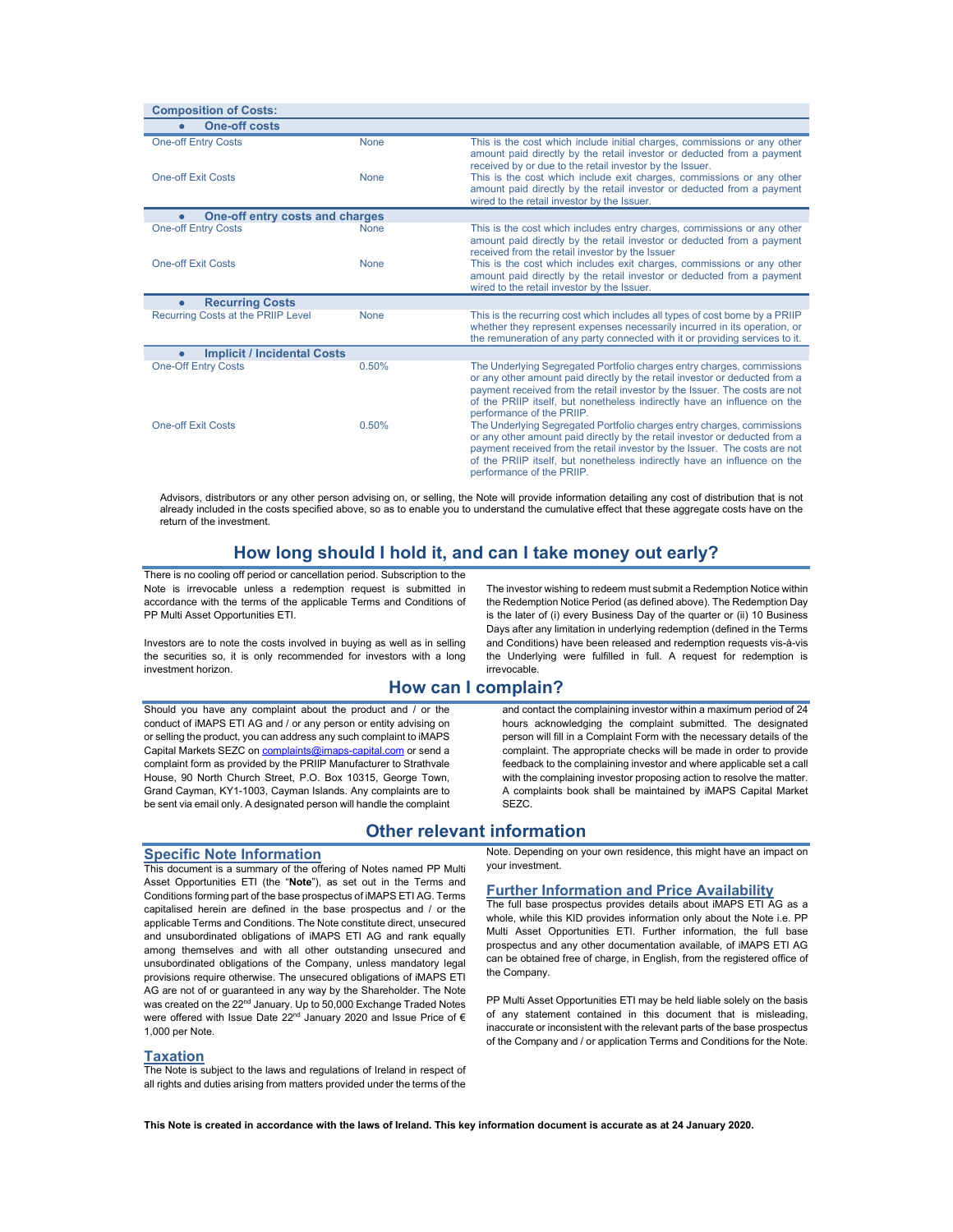| Composition of Costs: | | |
|---|---|---|
| • **One-off costs** | | |
| One-off Entry Costs | None | This is the cost which include initial charges, commissions or any other amount paid directly by the retail investor or deducted from a payment received by or due to the retail investor by the Issuer. |
| One-off Exit Costs | None | This is the cost which include exit charges, commissions or any other amount paid directly by the retail investor or deducted from a payment wired to the retail investor by the Issuer. |
| • **One-off entry costs and charges** | | |
| One-off Entry Costs | None | This is the cost which includes entry charges, commissions or any other amount paid directly by the retail investor or deducted from a payment received from the retail investor by the Issuer |
| One-off Exit Costs | None | This is the cost which includes exit charges, commissions or any other amount paid directly by the retail investor or deducted from a payment wired to the retail investor by the Issuer. |
| • **Recurring Costs** | | |
| Recurring Costs at the PRIIP Level | None | This is the recurring cost which includes all types of cost borne by a PRIIP whether they represent expenses necessarily incurred in its operation, or the remuneration of any party connected with it or providing services to it. |
| • **Implicit / Incidental Costs** | | |
| One-Off Entry Costs | 0.50% | The Underlying Segregated Portfolio charges entry charges, commissions or any other amount paid directly by the retail investor or deducted from a payment received from the retail investor by the Issuer. The costs are not of the PRIIP itself, but nonetheless indirectly have an influence on the performance of the PRIIP. |
| One-off Exit Costs | 0.50% | The Underlying Segregated Portfolio charges entry charges, commissions or any other amount paid directly by the retail investor or deducted from a payment received from the retail investor by the Issuer. The costs are not of the PRIIP itself, but nonetheless indirectly have an influence on the performance of the PRIIP. |

Advisors, distributors or any other person advising on, or selling, the Note will provide information detailing any cost of distribution that is not already included in the costs specified above, so as to enable you to understand the cumulative effect that these aggregate costs have on the return of the investment.

## How long should I hold it, and can I take money out early?

There is no cooling off period or cancellation period. Subscription to the Note is irrevocable unless a redemption request is submitted in accordance with the terms of the applicable Terms and Conditions of PP Multi Asset Opportunities ETI.

Investors are to note the costs involved in buying as well as in selling the securities so, it is only recommended for investors with a long investment horizon.

The investor wishing to redeem must submit a Redemption Notice within the Redemption Notice Period (as defined above). The Redemption Day is the later of (i) every Business Day of the quarter or (ii) 10 Business Days after any limitation in underlying redemption (defined in the Terms and Conditions) have been released and redemption requests vis-à-vis the Underlying were fulfilled in full. A request for redemption is irrevocable.

## How can I complain?

Should you have any complaint about the product and / or the conduct of iMAPS ETI AG and / or any person or entity advising on or selling the product, you can address any such complaint to iMAPS Capital Markets SEZC on complaints@imaps-capital.com or send a complaint form as provided by the PRIIP Manufacturer to Strathvale House, 90 North Church Street, P.O. Box 10315, George Town, Grand Cayman, KY1-1003, Cayman Islands. Any complaints are to be sent via email only. A designated person will handle the complaint and contact the complaining investor within a maximum period of 24 hours acknowledging the complaint submitted. The designated person will fill in a Complaint Form with the necessary details of the complaint. The appropriate checks will be made in order to provide feedback to the complaining investor and where applicable set a call with the complaining investor proposing action to resolve the matter. A complaints book shall be maintained by iMAPS Capital Market SEZC.

## Other relevant information

### Specific Note Information

This document is a summary of the offering of Notes named PP Multi Asset Opportunities ETI (the "**Note**"), as set out in the Terms and Conditions forming part of the base prospectus of iMAPS ETI AG. Terms capitalised herein are defined in the base prospectus and / or the applicable Terms and Conditions. The Note constitute direct, unsecured and unsubordinated obligations of iMAPS ETI AG and rank equally among themselves and with all other outstanding unsecured and unsubordinated obligations of the Company, unless mandatory legal provisions require otherwise. The unsecured obligations of iMAPS ETI AG are not of or guaranteed in any way by the Shareholder. The Note was created on the 22nd January. Up to 50,000 Exchange Traded Notes were offered with Issue Date 22nd January 2020 and Issue Price of € 1,000 per Note.

### Taxation

The Note is subject to the laws and regulations of Ireland in respect of all rights and duties arising from matters provided under the terms of the Note. Depending on your own residence, this might have an impact on your investment.

### Further Information and Price Availability

The full base prospectus provides details about iMAPS ETI AG as a whole, while this KID provides information only about the Note i.e. PP Multi Asset Opportunities ETI. Further information, the full base prospectus and any other documentation available, of iMAPS ETI AG can be obtained free of charge, in English, from the registered office of the Company.

PP Multi Asset Opportunities ETI may be held liable solely on the basis of any statement contained in this document that is misleading, inaccurate or inconsistent with the relevant parts of the base prospectus of the Company and / or application Terms and Conditions for the Note.

**This Note is created in accordance with the laws of Ireland. This key information document is accurate as at 24 January 2020.**